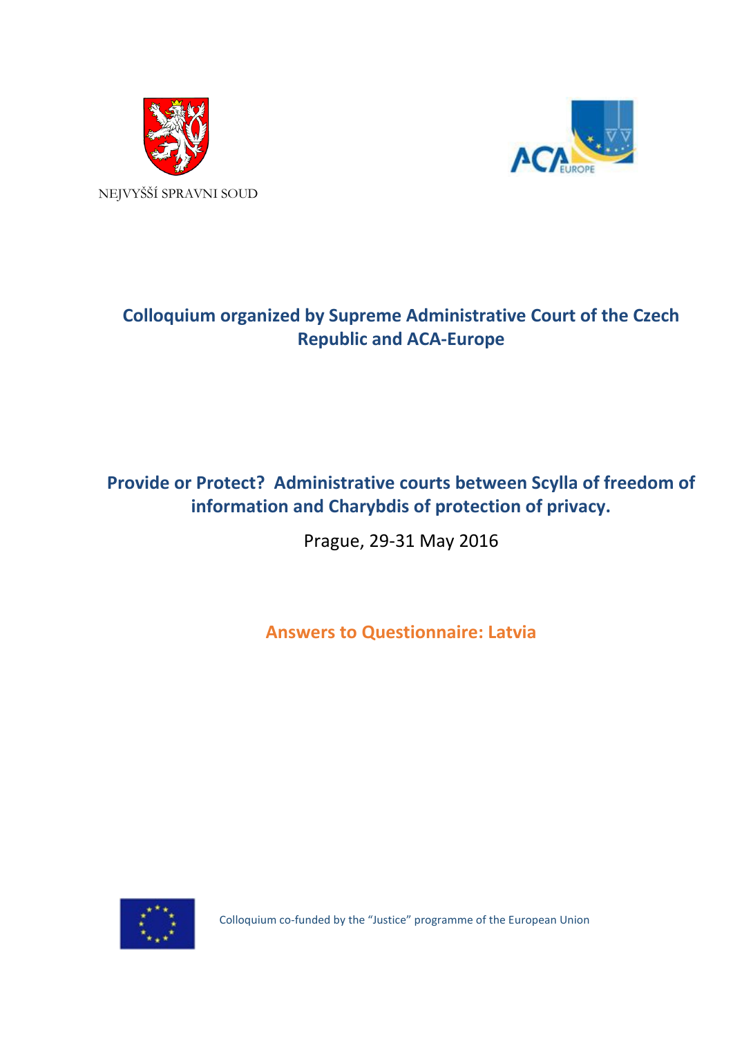NEJVYŠŠÍ SPRAVNI SOUD

**Colloquium organized by Supreme Administrative Court of the Czech Republic and ACA-Europe**

**Provide or Protect? Administrative courts between Scylla of freedom of information and Charybdis of protection of privacy.**

Prague, 29-31 May 2016

**Answers to Questionnaire: Latvia**

Colloquium co-funded by the "Justice" programme of the European Union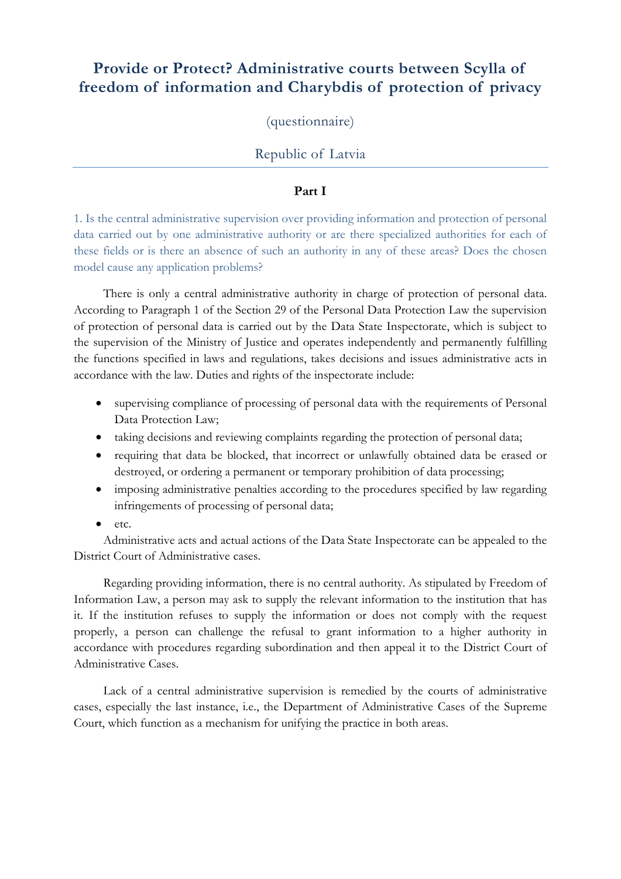# Provide or Protect? Administrative courts between Scylla of freedom of information and Charybdis of protection of privacy

(questionnaire)

Republic of Latvia

---

## Part I

1. Is the central administrative supervision over providing information and protection of personal data carried out by one administrative authority or are there specialized authorities for each of these fields or is there an absence of such an authority in any of these areas? Does the chosen model cause any application problems?

There is only a central administrative authority in charge of protection of personal data. According to Paragraph 1 of the Section 29 of the Personal Data Protection Law the supervision of protection of personal data is carried out by the Data State Inspectorate, which is subject to the supervision of the Ministry of Justice and operates independently and permanently fulfilling the functions specified in laws and regulations, takes decisions and issues administrative acts in accordance with the law. Duties and rights of the inspectorate include:

- supervising compliance of processing of personal data with the requirements of Personal Data Protection Law;
- taking decisions and reviewing complaints regarding the protection of personal data;
- requiring that data be blocked, that incorrect or unlawfully obtained data be erased or destroyed, or ordering a permanent or temporary prohibition of data processing;
- imposing administrative penalties according to the procedures specified by law regarding infringements of processing of personal data;
- etc.

Administrative acts and actual actions of the Data State Inspectorate can be appealed to the District Court of Administrative cases.

Regarding providing information, there is no central authority. As stipulated by Freedom of Information Law, a person may ask to supply the relevant information to the institution that has it. If the institution refuses to supply the information or does not comply with the request properly, a person can challenge the refusal to grant information to a higher authority in accordance with procedures regarding subordination and then appeal it to the District Court of Administrative Cases.

Lack of a central administrative supervision is remedied by the courts of administrative cases, especially the last instance, i.e., the Department of Administrative Cases of the Supreme Court, which function as a mechanism for unifying the practice in both areas.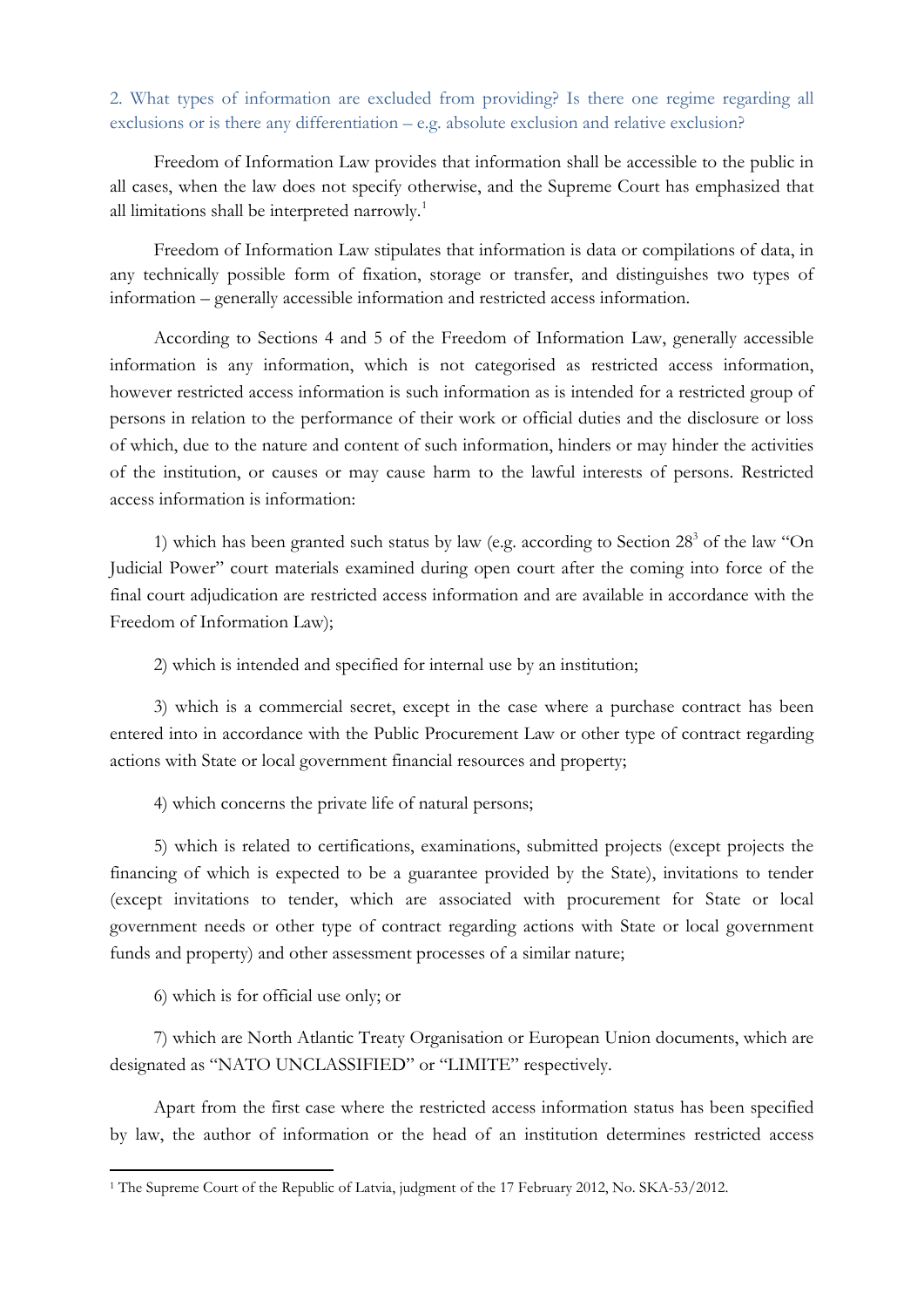## 2. What types of information are excluded from providing? Is there one regime regarding all exclusions or is there any differentiation – e.g. absolute exclusion and relative exclusion?

Freedom of Information Law provides that information shall be accessible to the public in all cases, when the law does not specify otherwise, and the Supreme Court has emphasized that all limitations shall be interpreted narrowly.[1]

Freedom of Information Law stipulates that information is data or compilations of data, in any technically possible form of fixation, storage or transfer, and distinguishes two types of information – generally accessible information and restricted access information.

According to Sections 4 and 5 of the Freedom of Information Law, generally accessible information is any information, which is not categorised as restricted access information, however restricted access information is such information as is intended for a restricted group of persons in relation to the performance of their work or official duties and the disclosure or loss of which, due to the nature and content of such information, hinders or may hinder the activities of the institution, or causes or may cause harm to the lawful interests of persons. Restricted access information is information:

1) which has been granted such status by law (e.g. according to Section 28[3] of the law "On Judicial Power" court materials examined during open court after the coming into force of the final court adjudication are restricted access information and are available in accordance with the Freedom of Information Law);

2) which is intended and specified for internal use by an institution;

3) which is a commercial secret, except in the case where a purchase contract has been entered into in accordance with the Public Procurement Law or other type of contract regarding actions with State or local government financial resources and property;

4) which concerns the private life of natural persons;

5) which is related to certifications, examinations, submitted projects (except projects the financing of which is expected to be a guarantee provided by the State), invitations to tender (except invitations to tender, which are associated with procurement for State or local government needs or other type of contract regarding actions with State or local government funds and property) and other assessment processes of a similar nature;

6) which is for official use only; or

7) which are North Atlantic Treaty Organisation or European Union documents, which are designated as "NATO UNCLASSIFIED" or "LIMITE" respectively.

Apart from the first case where the restricted access information status has been specified by law, the author of information or the head of an institution determines restricted access

---

[1] The Supreme Court of the Republic of Latvia, judgment of the 17 February 2012, No. SKA-53/2012.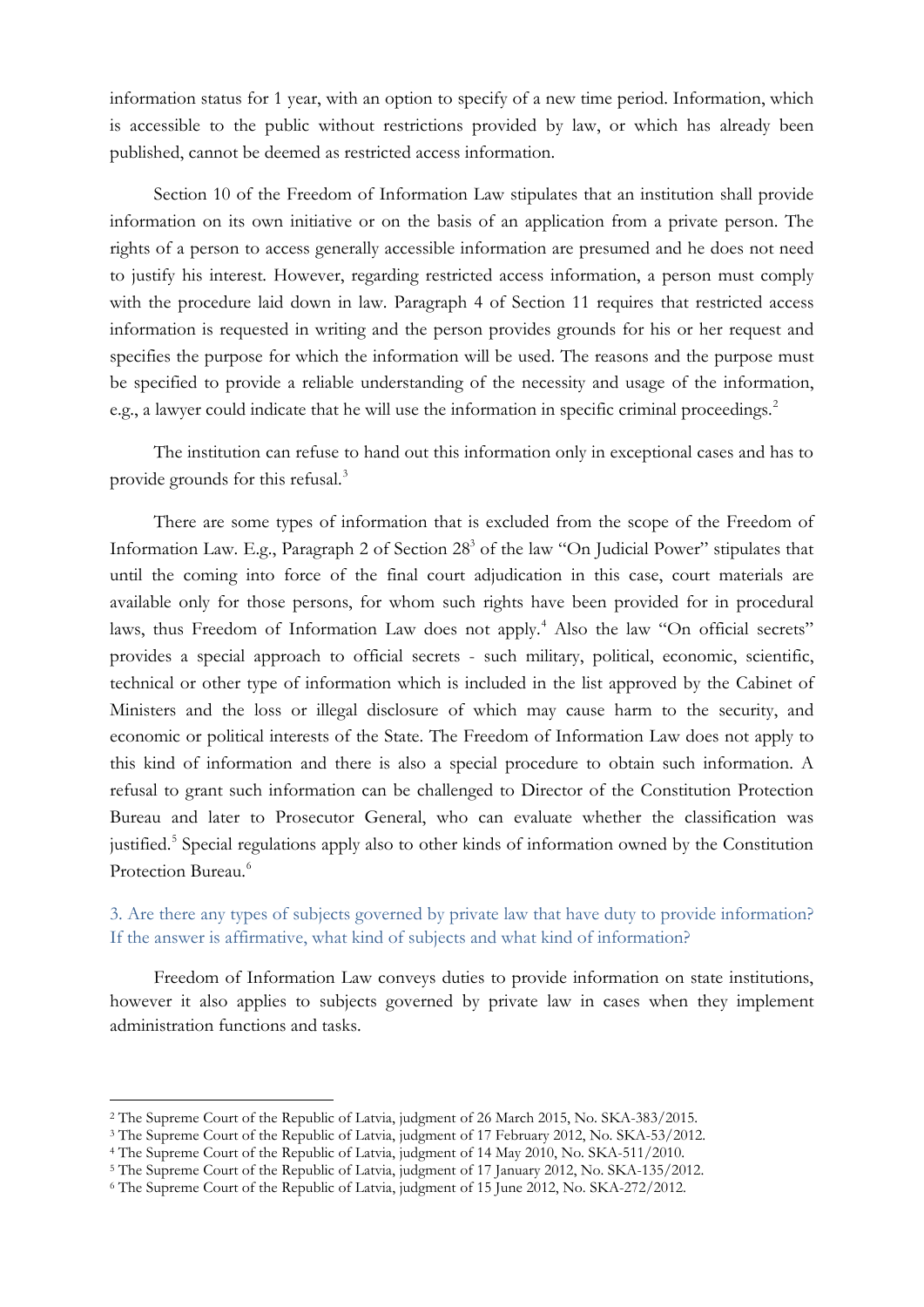information status for 1 year, with an option to specify of a new time period. Information, which is accessible to the public without restrictions provided by law, or which has already been published, cannot be deemed as restricted access information.

Section 10 of the Freedom of Information Law stipulates that an institution shall provide information on its own initiative or on the basis of an application from a private person. The rights of a person to access generally accessible information are presumed and he does not need to justify his interest. However, regarding restricted access information, a person must comply with the procedure laid down in law. Paragraph 4 of Section 11 requires that restricted access information is requested in writing and the person provides grounds for his or her request and specifies the purpose for which the information will be used. The reasons and the purpose must be specified to provide a reliable understanding of the necessity and usage of the information, e.g., a lawyer could indicate that he will use the information in specific criminal proceedings.[2]

The institution can refuse to hand out this information only in exceptional cases and has to provide grounds for this refusal.[3]

There are some types of information that is excluded from the scope of the Freedom of Information Law. E.g., Paragraph 2 of Section 28[3] of the law "On Judicial Power" stipulates that until the coming into force of the final court adjudication in this case, court materials are available only for those persons, for whom such rights have been provided for in procedural laws, thus Freedom of Information Law does not apply.[4] Also the law "On official secrets" provides a special approach to official secrets - such military, political, economic, scientific, technical or other type of information which is included in the list approved by the Cabinet of Ministers and the loss or illegal disclosure of which may cause harm to the security, and economic or political interests of the State. The Freedom of Information Law does not apply to this kind of information and there is also a special procedure to obtain such information. A refusal to grant such information can be challenged to Director of the Constitution Protection Bureau and later to Prosecutor General, who can evaluate whether the classification was justified.[5] Special regulations apply also to other kinds of information owned by the Constitution Protection Bureau.[6]

### 3. Are there any types of subjects governed by private law that have duty to provide information? If the answer is affirmative, what kind of subjects and what kind of information?

Freedom of Information Law conveys duties to provide information on state institutions, however it also applies to subjects governed by private law in cases when they implement administration functions and tasks.

---

[2] The Supreme Court of the Republic of Latvia, judgment of 26 March 2015, No. SKA-383/2015.

[3] The Supreme Court of the Republic of Latvia, judgment of 17 February 2012, No. SKA-53/2012.

[4] The Supreme Court of the Republic of Latvia, judgment of 14 May 2010, No. SKA-511/2010.

[5] The Supreme Court of the Republic of Latvia, judgment of 17 January 2012, No. SKA-135/2012.

[6] The Supreme Court of the Republic of Latvia, judgment of 15 June 2012, No. SKA-272/2012.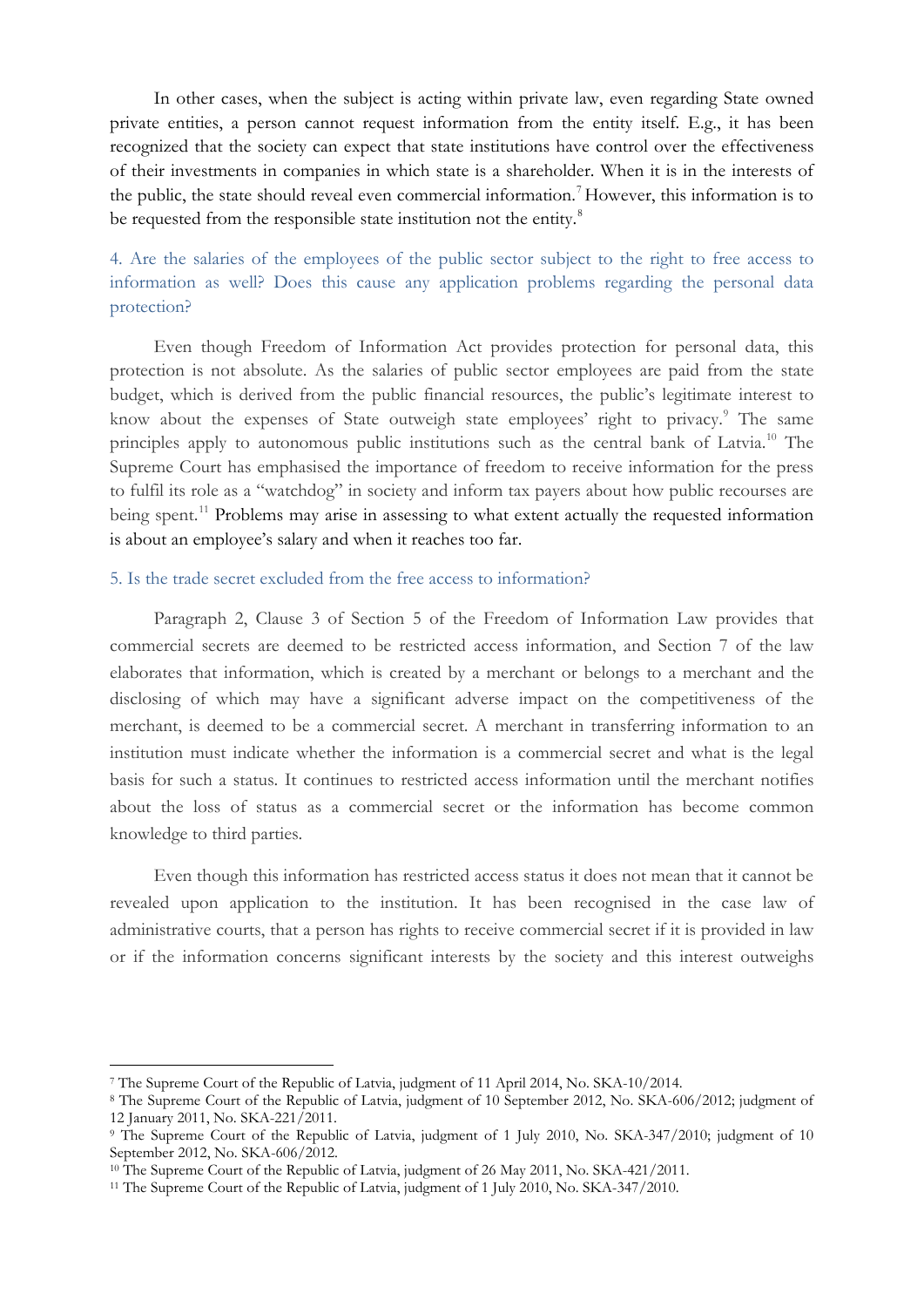In other cases, when the subject is acting within private law, even regarding State owned private entities, a person cannot request information from the entity itself. E.g., it has been recognized that the society can expect that state institutions have control over the effectiveness of their investments in companies in which state is a shareholder. When it is in the interests of the public, the state should reveal even commercial information.[7] However, this information is to be requested from the responsible state institution not the entity.[8]

### 4. Are the salaries of the employees of the public sector subject to the right to free access to information as well? Does this cause any application problems regarding the personal data protection?

Even though Freedom of Information Act provides protection for personal data, this protection is not absolute. As the salaries of public sector employees are paid from the state budget, which is derived from the public financial resources, the public's legitimate interest to know about the expenses of State outweigh state employees' right to privacy.[9] The same principles apply to autonomous public institutions such as the central bank of Latvia.[10] The Supreme Court has emphasised the importance of freedom to receive information for the press to fulfil its role as a "watchdog" in society and inform tax payers about how public recourses are being spent.[11] Problems may arise in assessing to what extent actually the requested information is about an employee's salary and when it reaches too far.

### 5. Is the trade secret excluded from the free access to information?

Paragraph 2, Clause 3 of Section 5 of the Freedom of Information Law provides that commercial secrets are deemed to be restricted access information, and Section 7 of the law elaborates that information, which is created by a merchant or belongs to a merchant and the disclosing of which may have a significant adverse impact on the competitiveness of the merchant, is deemed to be a commercial secret. A merchant in transferring information to an institution must indicate whether the information is a commercial secret and what is the legal basis for such a status. It continues to restricted access information until the merchant notifies about the loss of status as a commercial secret or the information has become common knowledge to third parties.

Even though this information has restricted access status it does not mean that it cannot be revealed upon application to the institution. It has been recognised in the case law of administrative courts, that a person has rights to receive commercial secret if it is provided in law or if the information concerns significant interests by the society and this interest outweighs

---

[7] The Supreme Court of the Republic of Latvia, judgment of 11 April 2014, No. SKA-10/2014.

[8] The Supreme Court of the Republic of Latvia, judgment of 10 September 2012, No. SKA-606/2012; judgment of 12 January 2011, No. SKA-221/2011.

[9] The Supreme Court of the Republic of Latvia, judgment of 1 July 2010, No. SKA-347/2010; judgment of 10 September 2012, No. SKA-606/2012.

[10] The Supreme Court of the Republic of Latvia, judgment of 26 May 2011, No. SKA-421/2011.

[11] The Supreme Court of the Republic of Latvia, judgment of 1 July 2010, No. SKA-347/2010.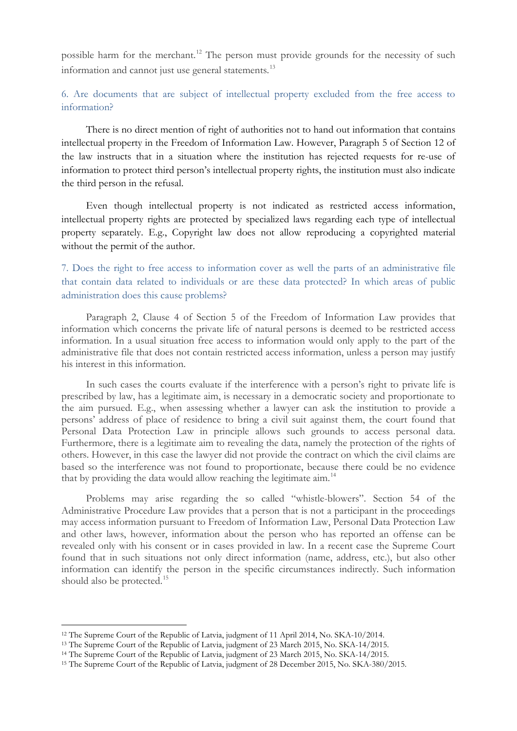possible harm for the merchant.[12] The person must provide grounds for the necessity of such information and cannot just use general statements.[13]

### 6. Are documents that are subject of intellectual property excluded from the free access to information?

There is no direct mention of right of authorities not to hand out information that contains intellectual property in the Freedom of Information Law. However, Paragraph 5 of Section 12 of the law instructs that in a situation where the institution has rejected requests for re-use of information to protect third person's intellectual property rights, the institution must also indicate the third person in the refusal.

Even though intellectual property is not indicated as restricted access information, intellectual property rights are protected by specialized laws regarding each type of intellectual property separately. E.g., Copyright law does not allow reproducing a copyrighted material without the permit of the author.

### 7. Does the right to free access to information cover as well the parts of an administrative file that contain data related to individuals or are these data protected? In which areas of public administration does this cause problems?

Paragraph 2, Clause 4 of Section 5 of the Freedom of Information Law provides that information which concerns the private life of natural persons is deemed to be restricted access information. In a usual situation free access to information would only apply to the part of the administrative file that does not contain restricted access information, unless a person may justify his interest in this information.

In such cases the courts evaluate if the interference with a person's right to private life is prescribed by law, has a legitimate aim, is necessary in a democratic society and proportionate to the aim pursued. E.g., when assessing whether a lawyer can ask the institution to provide a persons' address of place of residence to bring a civil suit against them, the court found that Personal Data Protection Law in principle allows such grounds to access personal data. Furthermore, there is a legitimate aim to revealing the data, namely the protection of the rights of others. However, in this case the lawyer did not provide the contract on which the civil claims are based so the interference was not found to proportionate, because there could be no evidence that by providing the data would allow reaching the legitimate aim.[14]

Problems may arise regarding the so called "whistle-blowers". Section 54 of the Administrative Procedure Law provides that a person that is not a participant in the proceedings may access information pursuant to Freedom of Information Law, Personal Data Protection Law and other laws, however, information about the person who has reported an offense can be revealed only with his consent or in cases provided in law. In a recent case the Supreme Court found that in such situations not only direct information (name, address, etc.), but also other information can identify the person in the specific circumstances indirectly. Such information should also be protected.[15]

---

[12] The Supreme Court of the Republic of Latvia, judgment of 11 April 2014, No. SKA-10/2014.

[13] The Supreme Court of the Republic of Latvia, judgment of 23 March 2015, No. SKA-14/2015.

[14] The Supreme Court of the Republic of Latvia, judgment of 23 March 2015, No. SKA-14/2015.

[15] The Supreme Court of the Republic of Latvia, judgment of 28 December 2015, No. SKA-380/2015.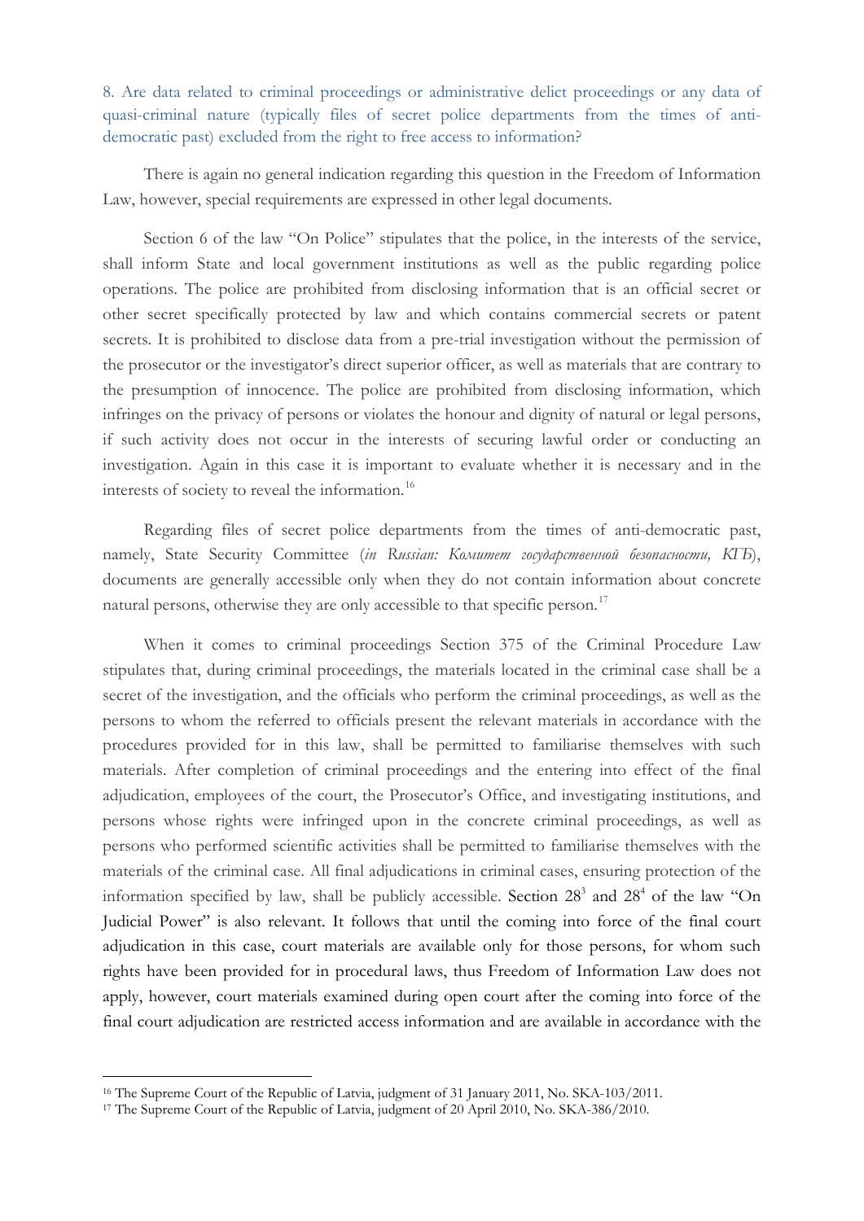8. Are data related to criminal proceedings or administrative delict proceedings or any data of quasi-criminal nature (typically files of secret police departments from the times of anti-democratic past) excluded from the right to free access to information?

There is again no general indication regarding this question in the Freedom of Information Law, however, special requirements are expressed in other legal documents.

Section 6 of the law "On Police" stipulates that the police, in the interests of the service, shall inform State and local government institutions as well as the public regarding police operations. The police are prohibited from disclosing information that is an official secret or other secret specifically protected by law and which contains commercial secrets or patent secrets. It is prohibited to disclose data from a pre-trial investigation without the permission of the prosecutor or the investigator's direct superior officer, as well as materials that are contrary to the presumption of innocence. The police are prohibited from disclosing information, which infringes on the privacy of persons or violates the honour and dignity of natural or legal persons, if such activity does not occur in the interests of securing lawful order or conducting an investigation. Again in this case it is important to evaluate whether it is necessary and in the interests of society to reveal the information.[16]

Regarding files of secret police departments from the times of anti-democratic past, namely, State Security Committee (*in Russian: Комитет государственной безопасности, КГБ*), documents are generally accessible only when they do not contain information about concrete natural persons, otherwise they are only accessible to that specific person.[17]

When it comes to criminal proceedings Section 375 of the Criminal Procedure Law stipulates that, during criminal proceedings, the materials located in the criminal case shall be a secret of the investigation, and the officials who perform the criminal proceedings, as well as the persons to whom the referred to officials present the relevant materials in accordance with the procedures provided for in this law, shall be permitted to familiarise themselves with such materials. After completion of criminal proceedings and the entering into effect of the final adjudication, employees of the court, the Prosecutor's Office, and investigating institutions, and persons whose rights were infringed upon in the concrete criminal proceedings, as well as persons who performed scientific activities shall be permitted to familiarise themselves with the materials of the criminal case. All final adjudications in criminal cases, ensuring protection of the information specified by law, shall be publicly accessible. Section 28[3] and 28[4] of the law "On Judicial Power" is also relevant. It follows that until the coming into force of the final court adjudication in this case, court materials are available only for those persons, for whom such rights have been provided for in procedural laws, thus Freedom of Information Law does not apply, however, court materials examined during open court after the coming into force of the final court adjudication are restricted access information and are available in accordance with the

---

[16] The Supreme Court of the Republic of Latvia, judgment of 31 January 2011, No. SKA-103/2011.

[17] The Supreme Court of the Republic of Latvia, judgment of 20 April 2010, No. SKA-386/2010.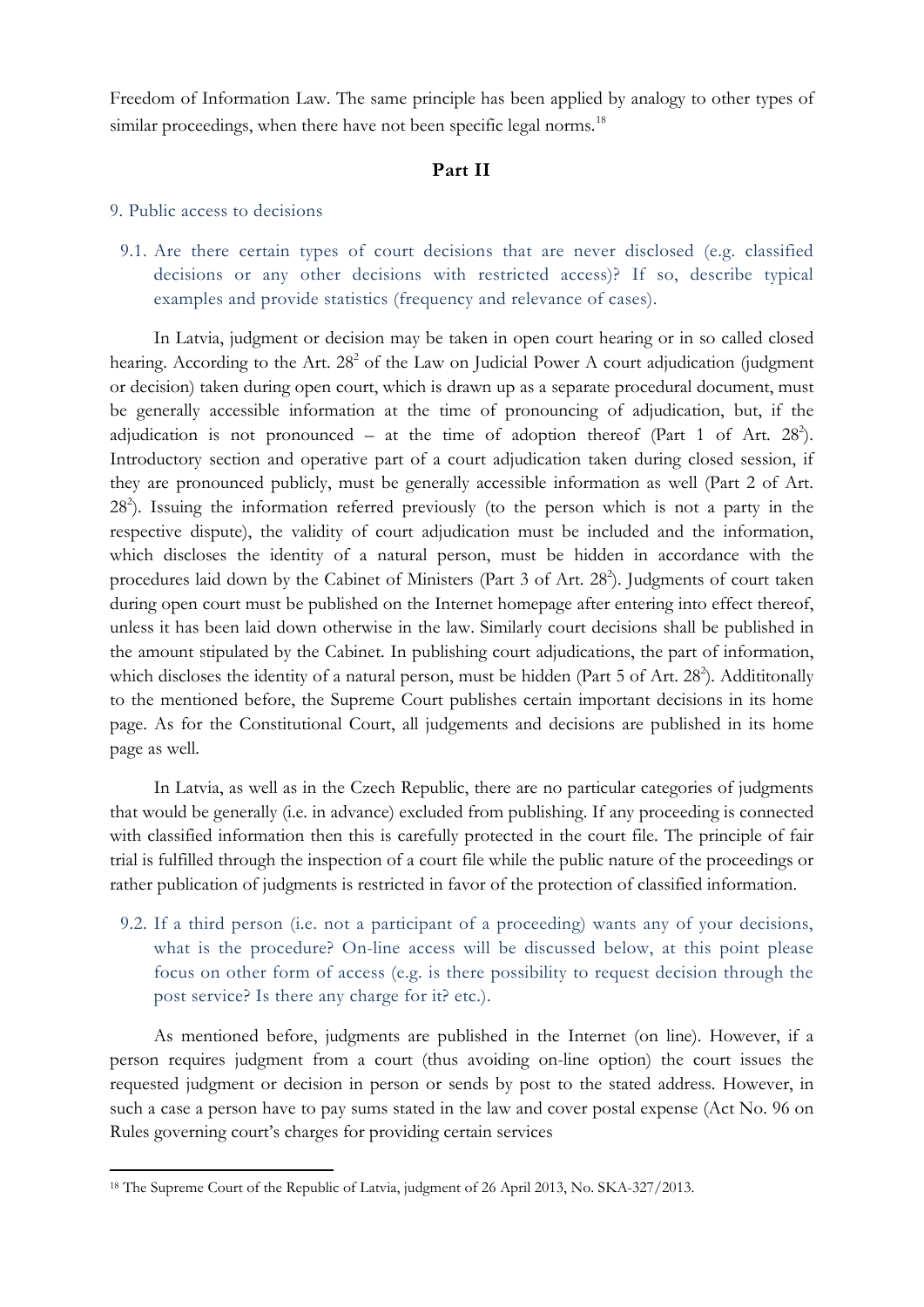Freedom of Information Law. The same principle has been applied by analogy to other types of similar proceedings, when there have not been specific legal norms.[18]

## Part II

### 9. Public access to decisions

9.1. Are there certain types of court decisions that are never disclosed (e.g. classified decisions or any other decisions with restricted access)? If so, describe typical examples and provide statistics (frequency and relevance of cases).

In Latvia, judgment or decision may be taken in open court hearing or in so called closed hearing. According to the Art. $28^2$ of the Law on Judicial Power A court adjudication (judgment or decision) taken during open court, which is drawn up as a separate procedural document, must be generally accessible information at the time of pronouncing of adjudication, but, if the adjudication is not pronounced – at the time of adoption thereof (Part 1 of Art. $28^2$). Introductory section and operative part of a court adjudication taken during closed session, if they are pronounced publicly, must be generally accessible information as well (Part 2 of Art. $28^2$). Issuing the information referred previously (to the person which is not a party in the respective dispute), the validity of court adjudication must be included and the information, which discloses the identity of a natural person, must be hidden in accordance with the procedures laid down by the Cabinet of Ministers (Part 3 of Art. $28^2$). Judgments of court taken during open court must be published on the Internet homepage after entering into effect thereof, unless it has been laid down otherwise in the law. Similarly court decisions shall be published in the amount stipulated by the Cabinet. In publishing court adjudications, the part of information, which discloses the identity of a natural person, must be hidden (Part 5 of Art. $28^2$). Addititonally to the mentioned before, the Supreme Court publishes certain important decisions in its home page. As for the Constitutional Court, all judgements and decisions are published in its home page as well.

In Latvia, as well as in the Czech Republic, there are no particular categories of judgments that would be generally (i.e. in advance) excluded from publishing. If any proceeding is connected with classified information then this is carefully protected in the court file. The principle of fair trial is fulfilled through the inspection of a court file while the public nature of the proceedings or rather publication of judgments is restricted in favor of the protection of classified information.

9.2. If a third person (i.e. not a participant of a proceeding) wants any of your decisions, what is the procedure? On-line access will be discussed below, at this point please focus on other form of access (e.g. is there possibility to request decision through the post service? Is there any charge for it? etc.).

As mentioned before, judgments are published in the Internet (on line). However, if a person requires judgment from a court (thus avoiding on-line option) the court issues the requested judgment or decision in person or sends by post to the stated address. However, in such a case a person have to pay sums stated in the law and cover postal expense (Act No. 96 on Rules governing court's charges for providing certain services

[18] The Supreme Court of the Republic of Latvia, judgment of 26 April 2013, No. SKA-327/2013.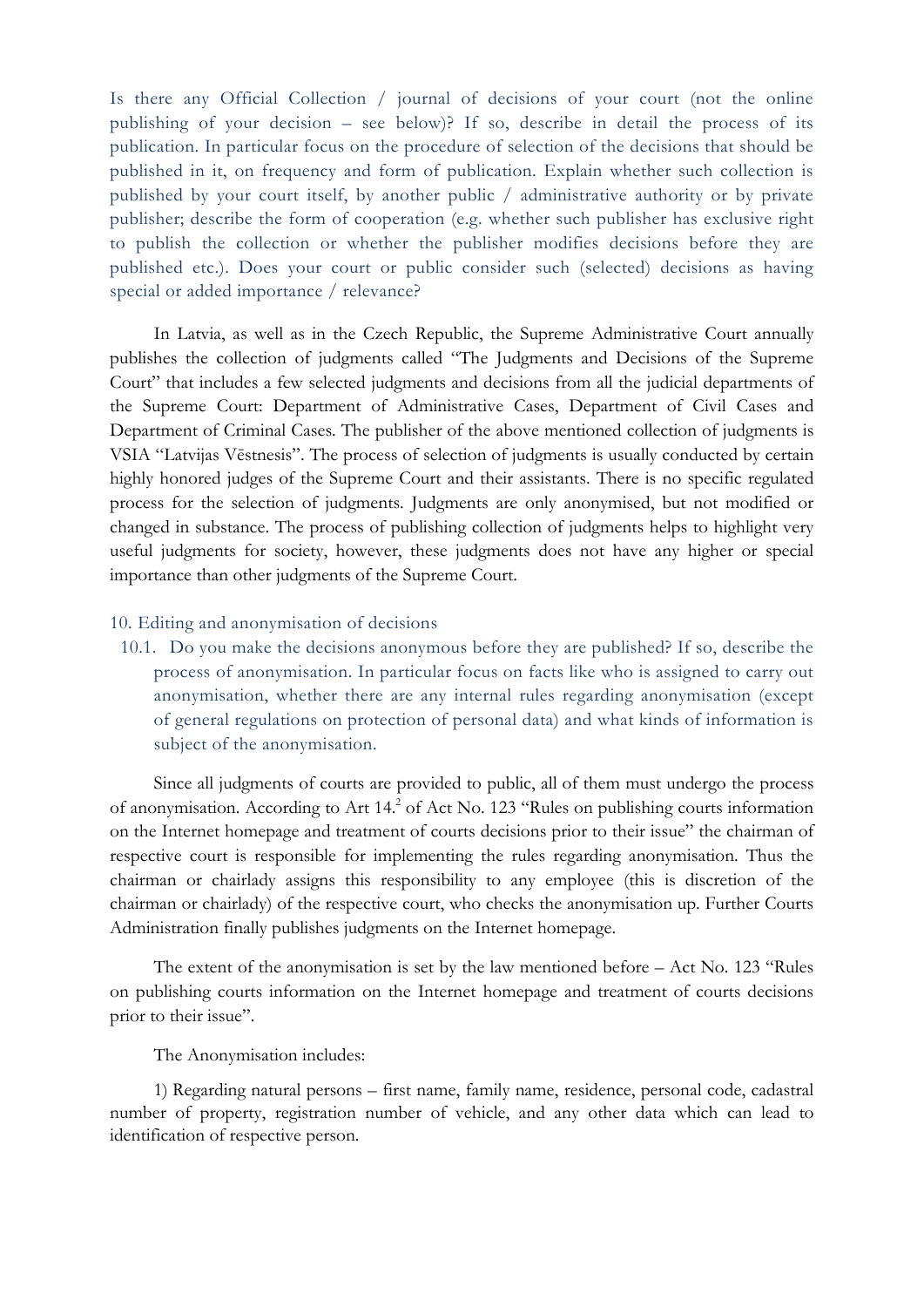Is there any Official Collection / journal of decisions of your court (not the online publishing of your decision – see below)? If so, describe in detail the process of its publication. In particular focus on the procedure of selection of the decisions that should be published in it, on frequency and form of publication. Explain whether such collection is published by your court itself, by another public / administrative authority or by private publisher; describe the form of cooperation (e.g. whether such publisher has exclusive right to publish the collection or whether the publisher modifies decisions before they are published etc.). Does your court or public consider such (selected) decisions as having special or added importance / relevance?

In Latvia, as well as in the Czech Republic, the Supreme Administrative Court annually publishes the collection of judgments called "The Judgments and Decisions of the Supreme Court" that includes a few selected judgments and decisions from all the judicial departments of the Supreme Court: Department of Administrative Cases, Department of Civil Cases and Department of Criminal Cases. The publisher of the above mentioned collection of judgments is VSIA "Latvijas Vēstnesis". The process of selection of judgments is usually conducted by certain highly honored judges of the Supreme Court and their assistants. There is no specific regulated process for the selection of judgments. Judgments are only anonymised, but not modified or changed in substance. The process of publishing collection of judgments helps to highlight very useful judgments for society, however, these judgments does not have any higher or special importance than other judgments of the Supreme Court.

## 10. Editing and anonymisation of decisions

10.1. Do you make the decisions anonymous before they are published? If so, describe the process of anonymisation. In particular focus on facts like who is assigned to carry out anonymisation, whether there are any internal rules regarding anonymisation (except of general regulations on protection of personal data) and what kinds of information is subject of the anonymisation.

Since all judgments of courts are provided to public, all of them must undergo the process of anonymisation. According to Art 14.[2] of Act No. 123 "Rules on publishing courts information on the Internet homepage and treatment of courts decisions prior to their issue" the chairman of respective court is responsible for implementing the rules regarding anonymisation. Thus the chairman or chairlady assigns this responsibility to any employee (this is discretion of the chairman or chairlady) of the respective court, who checks the anonymisation up. Further Courts Administration finally publishes judgments on the Internet homepage.

The extent of the anonymisation is set by the law mentioned before – Act No. 123 "Rules on publishing courts information on the Internet homepage and treatment of courts decisions prior to their issue".

The Anonymisation includes:

1) Regarding natural persons – first name, family name, residence, personal code, cadastral number of property, registration number of vehicle, and any other data which can lead to identification of respective person.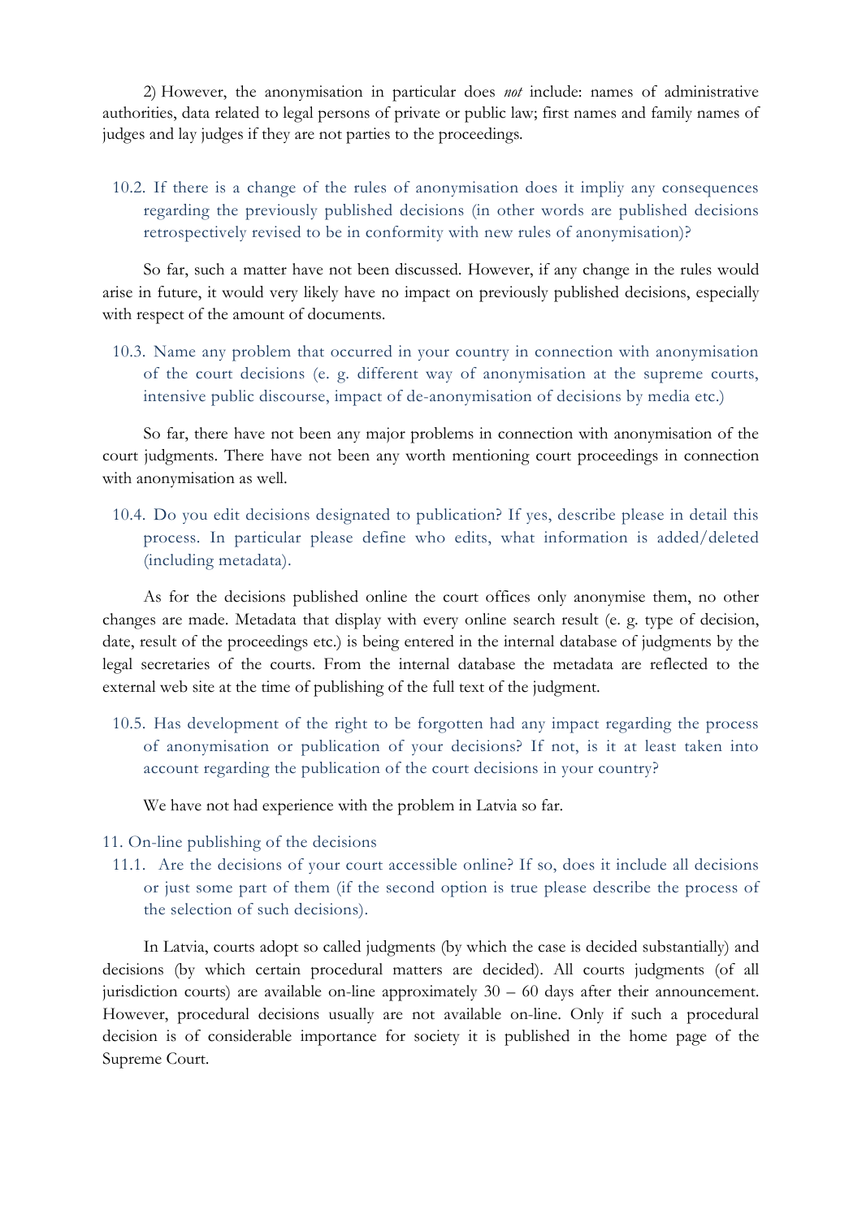2) However, the anonymisation in particular does *not* include: names of administrative authorities, data related to legal persons of private or public law; first names and family names of judges and lay judges if they are not parties to the proceedings.

10.2. If there is a change of the rules of anonymisation does it impliy any consequences regarding the previously published decisions (in other words are published decisions retrospectively revised to be in conformity with new rules of anonymisation)?

So far, such a matter have not been discussed. However, if any change in the rules would arise in future, it would very likely have no impact on previously published decisions, especially with respect of the amount of documents.

10.3. Name any problem that occurred in your country in connection with anonymisation of the court decisions (e. g. different way of anonymisation at the supreme courts, intensive public discourse, impact of de-anonymisation of decisions by media etc.)

So far, there have not been any major problems in connection with anonymisation of the court judgments. There have not been any worth mentioning court proceedings in connection with anonymisation as well.

10.4. Do you edit decisions designated to publication? If yes, describe please in detail this process. In particular please define who edits, what information is added/deleted (including metadata).

As for the decisions published online the court offices only anonymise them, no other changes are made. Metadata that display with every online search result (e. g. type of decision, date, result of the proceedings etc.) is being entered in the internal database of judgments by the legal secretaries of the courts. From the internal database the metadata are reflected to the external web site at the time of publishing of the full text of the judgment.

10.5. Has development of the right to be forgotten had any impact regarding the process of anonymisation or publication of your decisions? If not, is it at least taken into account regarding the publication of the court decisions in your country?

We have not had experience with the problem in Latvia so far.

## 11. On-line publishing of the decisions

11.1. Are the decisions of your court accessible online? If so, does it include all decisions or just some part of them (if the second option is true please describe the process of the selection of such decisions).

In Latvia, courts adopt so called judgments (by which the case is decided substantially) and decisions (by which certain procedural matters are decided). All courts judgments (of all jurisdiction courts) are available on-line approximately 30 – 60 days after their announcement. However, procedural decisions usually are not available on-line. Only if such a procedural decision is of considerable importance for society it is published in the home page of the Supreme Court.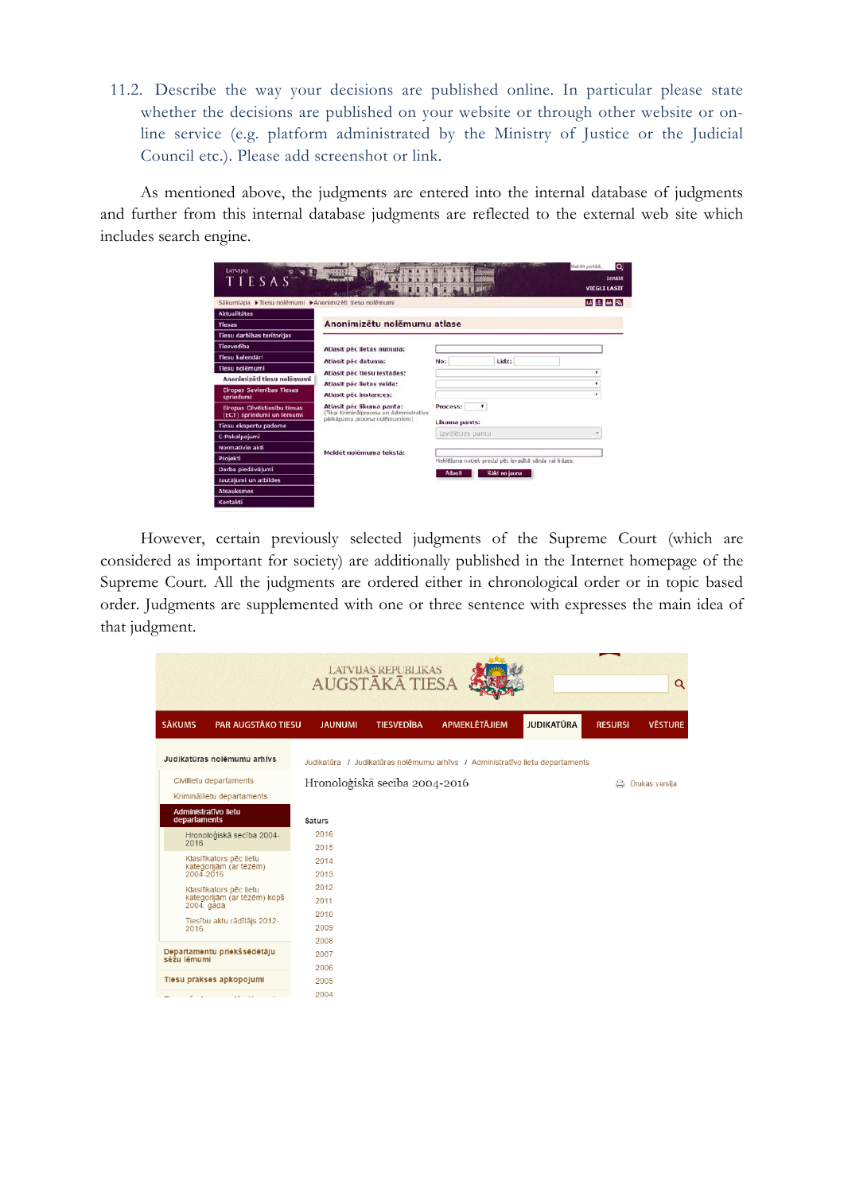11.2. Describe the way your decisions are published online. In particular please state whether the decisions are published on your website or through other website or on-line service (e.g. platform administrated by the Ministry of Justice or the Judicial Council etc.). Please add screenshot or link.

As mentioned above, the judgments are entered into the internal database of judgments and further from this internal database judgments are reflected to the external web site which includes search engine.

However, certain previously selected judgments of the Supreme Court (which are considered as important for society) are additionally published in the Internet homepage of the Supreme Court. All the judgments are ordered either in chronological order or in topic based order. Judgments are supplemented with one or three sentence with expresses the main idea of that judgment.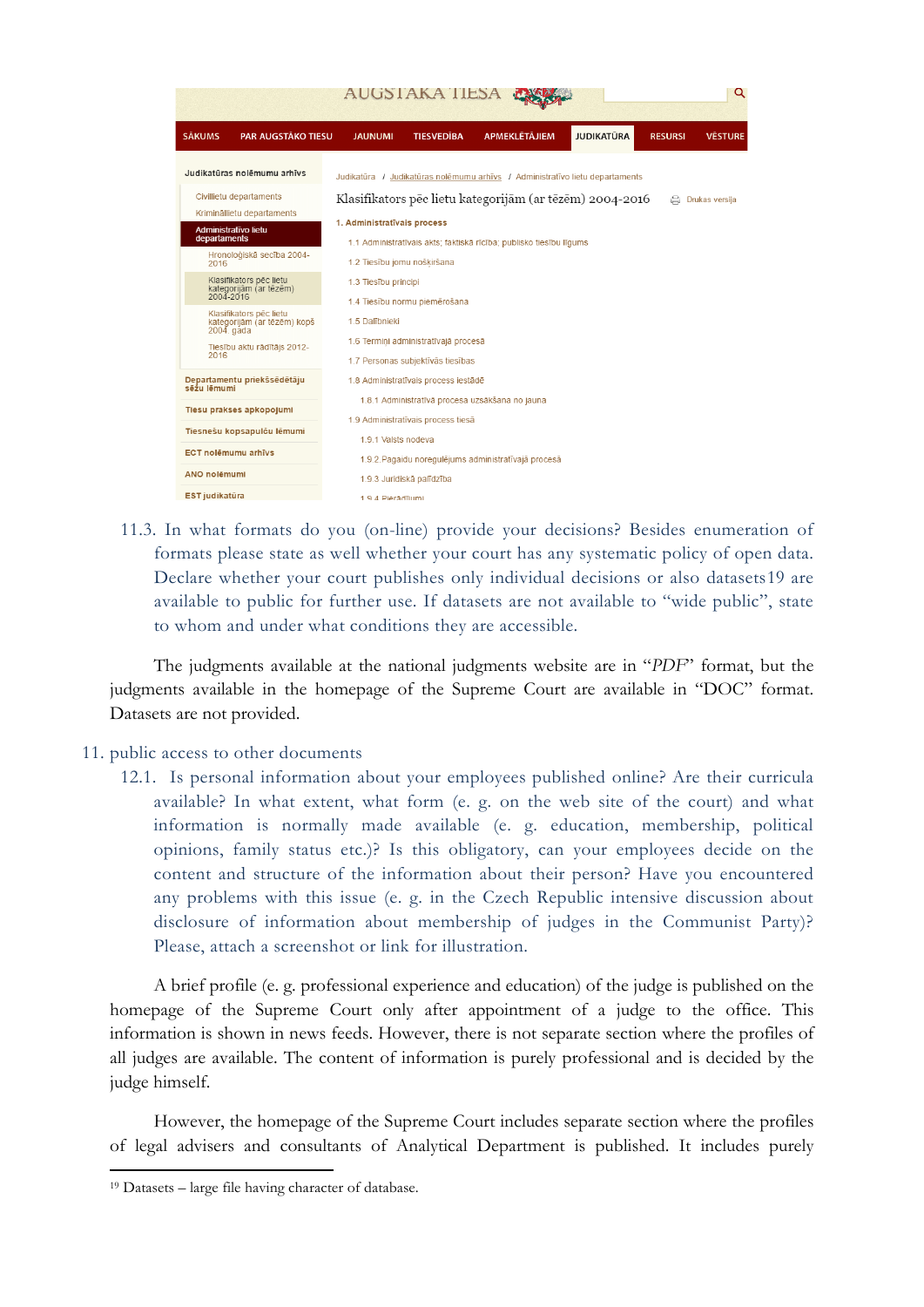11.3. In what formats do you (on-line) provide your decisions? Besides enumeration of formats please state as well whether your court has any systematic policy of open data. Declare whether your court publishes only individual decisions or also datasets[19] are available to public for further use. If datasets are not available to "wide public", state to whom and under what conditions they are accessible.

The judgments available at the national judgments website are in "*PDF*" format, but the judgments available in the homepage of the Supreme Court are available in "DOC" format. Datasets are not provided.

11. public access to other documents

12.1. Is personal information about your employees published online? Are their curricula available? In what extent, what form (e. g. on the web site of the court) and what information is normally made available (e. g. education, membership, political opinions, family status etc.)? Is this obligatory, can your employees decide on the content and structure of the information about their person? Have you encountered any problems with this issue (e. g. in the Czech Republic intensive discussion about disclosure of information about membership of judges in the Communist Party)? Please, attach a screenshot or link for illustration.

A brief profile (e. g. professional experience and education) of the judge is published on the homepage of the Supreme Court only after appointment of a judge to the office. This information is shown in news feeds. However, there is not separate section where the profiles of all judges are available. The content of information is purely professional and is decided by the judge himself.

However, the homepage of the Supreme Court includes separate section where the profiles of legal advisers and consultants of Analytical Department is published. It includes purely

---

[19] Datasets – large file having character of database.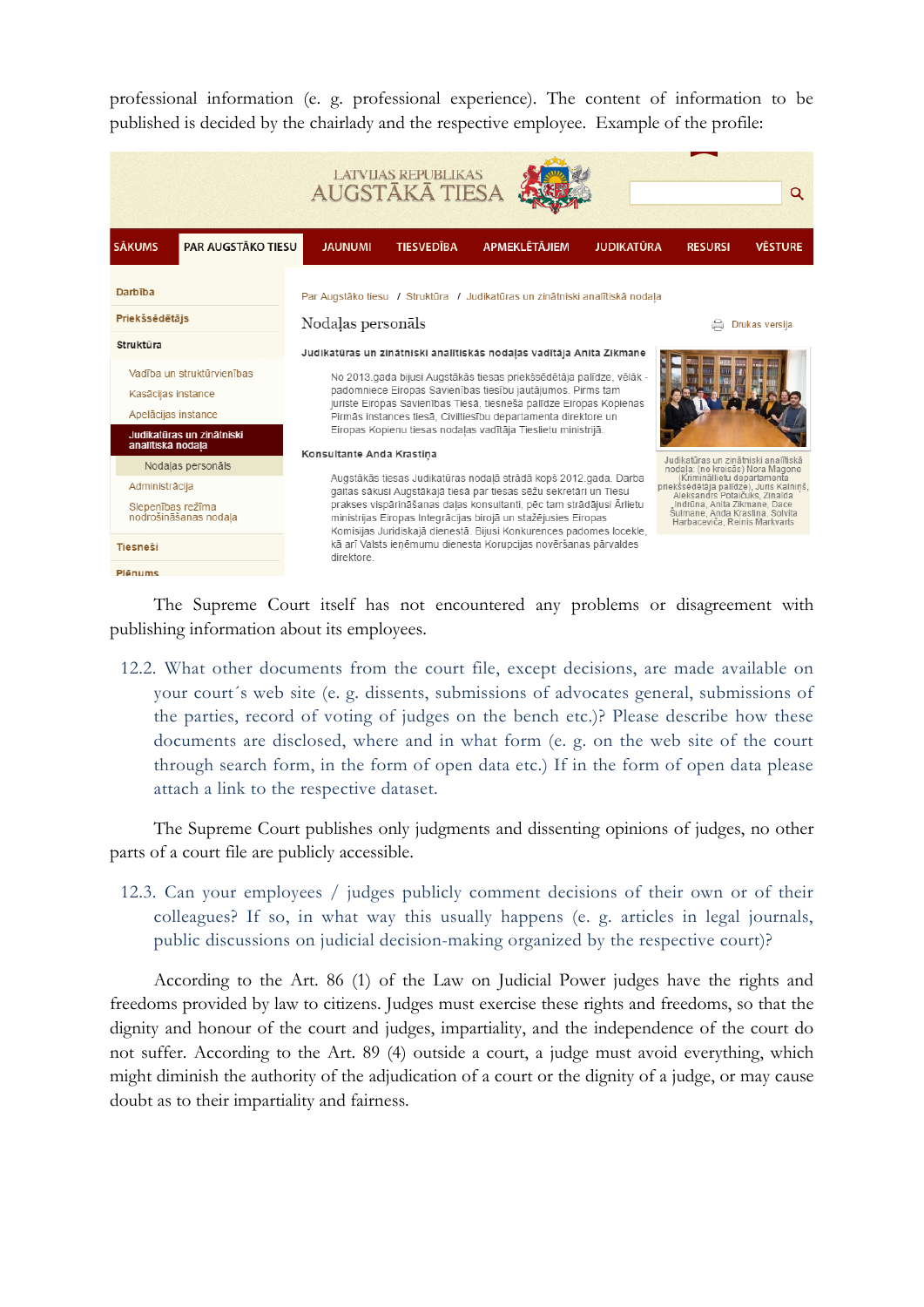professional information (e. g. professional experience). The content of information to be published is decided by the chairlady and the respective employee. Example of the profile:

LATVIJAS REPUBLIKAS
AUGSTĀKĀ TIESA

SĀKUMS | PAR AUGSTĀKO TIESU | JAUNUMI | TIESVEDĪBA | APMEKLĒTĀJIEM | JUDIKATŪRA | RESURSI | VĒSTURE

Darbība
Priekšsēdētājs
Struktūra
- Vadība un struktūrvienības
- Kasācijas instance
- Apelācijas instance
- Judikatūras un zinātniski analītiskā nodaļa
  - Nodaļas personāls
- Administrācija
- Slepenības režīma nodrošināšanas nodaļa

Tiesneši
Plēnums

Par Augstāko tiesu / Struktūra / Judikatūras un zinātniski analītiskā nodaļa

Nodaļas personāls

Drukas versija

**Judikatūras un zinātniski analītiskās nodaļas vadītāja Anita Zikmane**

No 2013.gada bijusi Augstākās tiesas priekšsēdētāja palīdze, vēlāk - padomniece Eiropas Savienības tiesību jautājumos. Pirms tam juriste Eiropas Savienības Tiesā, tiesneša palīdze Eiropas Kopienas Pirmās instances tiesā, Civiltiesību departamenta direktore un Eiropas Kopienu tiesas nodaļas vadītāja Tieslietu ministrijā.

**Konsultante Anda Krastiņa**

Augstākās tiesas Judikatūras nodaļā strādā kopš 2012.gada. Darba gaitas sākusi Augstākajā tiesā par tiesas sēžu sekretāri un Tiesu prakses vispārināšanas daļas konsultanti, pēc tam strādājusi Ārlietu ministrijas Eiropas Integrācijas birojā un stažējusies Eiropas Komisijas Juridiskajā dienestā. Bijusi Konkurences padomes locekle, kā arī Valsts ieņēmumu dienesta Korupcijas novēršanas pārvaldes direktore.

Judikatūras un zinātniski analītiskā nodaļa: (no kreisās) Nora Magone (Krimināllietu departamenta priekšsēdētāja palīdze), Juris Kalniņš, Aleksandrs Potaičuks, Zinaīda Indrūna, Anita Zikmane, Dace Šulmane, Anda Krastiņa, Solvita Harbaceviča, Reinis Markvarts

The Supreme Court itself has not encountered any problems or disagreement with publishing information about its employees.

12.2. What other documents from the court file, except decisions, are made available on your court´s web site (e. g. dissents, submissions of advocates general, submissions of the parties, record of voting of judges on the bench etc.)? Please describe how these documents are disclosed, where and in what form (e. g. on the web site of the court through search form, in the form of open data etc.) If in the form of open data please attach a link to the respective dataset.

The Supreme Court publishes only judgments and dissenting opinions of judges, no other parts of a court file are publicly accessible.

12.3. Can your employees / judges publicly comment decisions of their own or of their colleagues? If so, in what way this usually happens (e. g. articles in legal journals, public discussions on judicial decision-making organized by the respective court)?

According to the Art. 86 (1) of the Law on Judicial Power judges have the rights and freedoms provided by law to citizens. Judges must exercise these rights and freedoms, so that the dignity and honour of the court and judges, impartiality, and the independence of the court do not suffer. According to the Art. 89 (4) outside a court, a judge must avoid everything, which might diminish the authority of the adjudication of a court or the dignity of a judge, or may cause doubt as to their impartiality and fairness.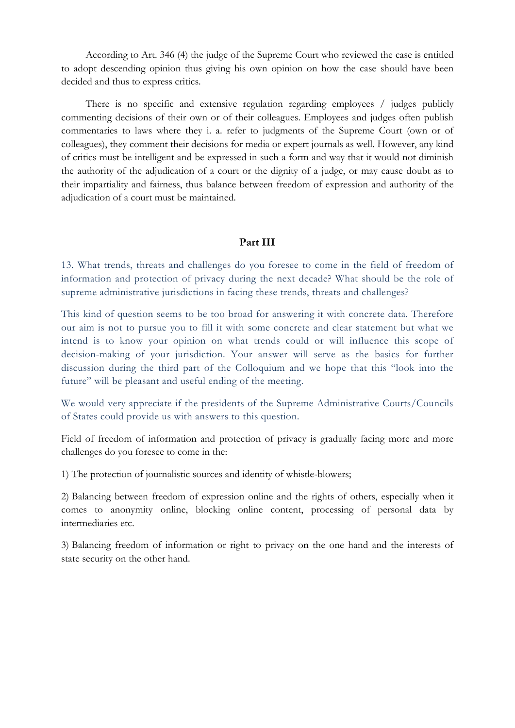According to Art. 346 (4) the judge of the Supreme Court who reviewed the case is entitled to adopt descending opinion thus giving his own opinion on how the case should have been decided and thus to express critics.

There is no specific and extensive regulation regarding employees / judges publicly commenting decisions of their own or of their colleagues. Employees and judges often publish commentaries to laws where they i. a. refer to judgments of the Supreme Court (own or of colleagues), they comment their decisions for media or expert journals as well. However, any kind of critics must be intelligent and be expressed in such a form and way that it would not diminish the authority of the adjudication of a court or the dignity of a judge, or may cause doubt as to their impartiality and fairness, thus balance between freedom of expression and authority of the adjudication of a court must be maintained.

## Part III

13. What trends, threats and challenges do you foresee to come in the field of freedom of information and protection of privacy during the next decade? What should be the role of supreme administrative jurisdictions in facing these trends, threats and challenges?

This kind of question seems to be too broad for answering it with concrete data. Therefore our aim is not to pursue you to fill it with some concrete and clear statement but what we intend is to know your opinion on what trends could or will influence this scope of decision-making of your jurisdiction. Your answer will serve as the basics for further discussion during the third part of the Colloquium and we hope that this "look into the future" will be pleasant and useful ending of the meeting.

We would very appreciate if the presidents of the Supreme Administrative Courts/Councils of States could provide us with answers to this question.

Field of freedom of information and protection of privacy is gradually facing more and more challenges do you foresee to come in the:

1) The protection of journalistic sources and identity of whistle-blowers;

2) Balancing between freedom of expression online and the rights of others, especially when it comes to anonymity online, blocking online content, processing of personal data by intermediaries etc.

3) Balancing freedom of information or right to privacy on the one hand and the interests of state security on the other hand.